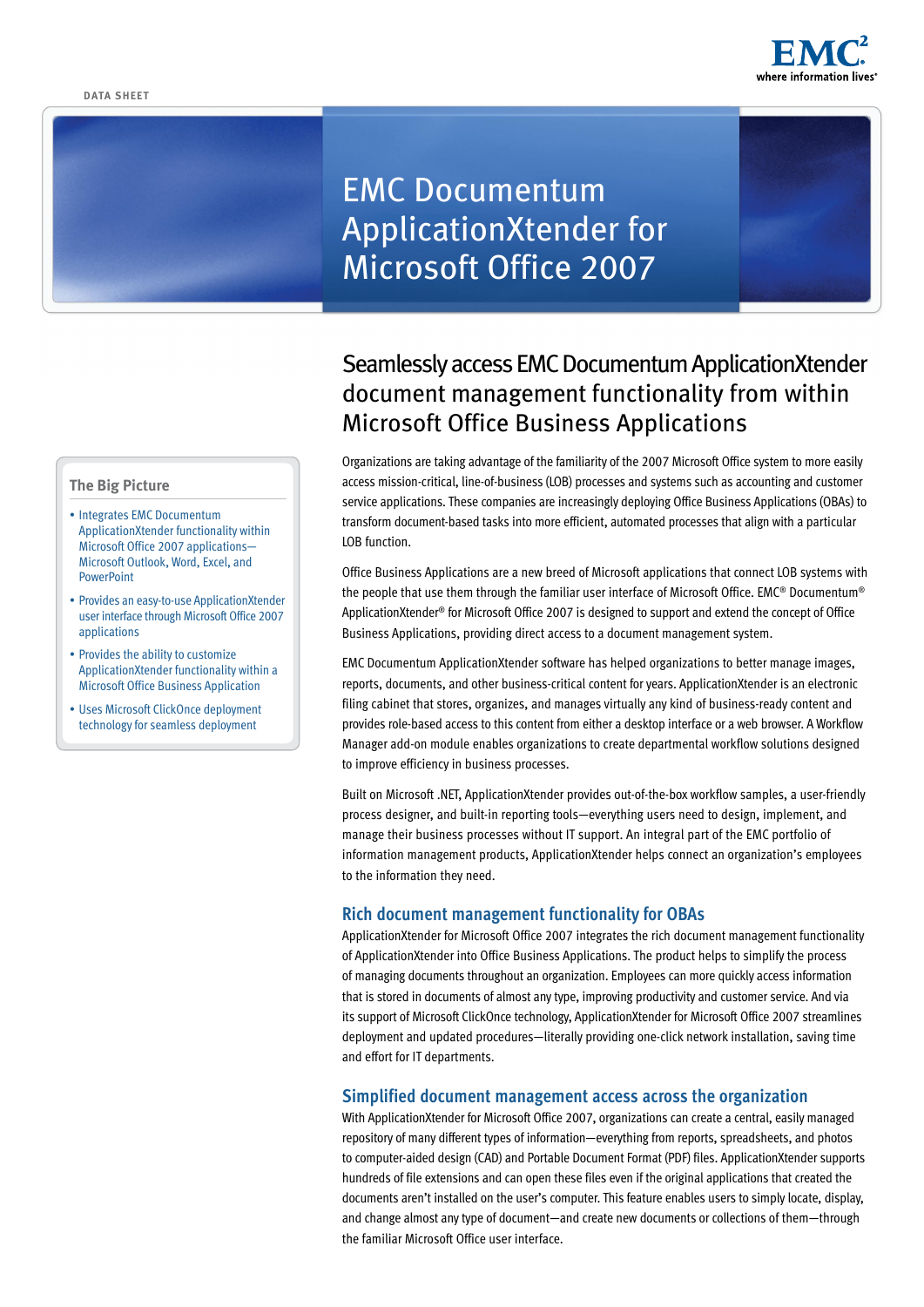DATA SHEET

# EMC Documentum ApplicationXtender for Microsoft Office 2007

## Seamlessly access EMC Documentum ApplicationXtender document management functionality from within Microsoft Office Business Applications

### The Big Picture

- Integrates EMC Documentum ApplicationXtender functionality within Microsoft Office 2007 applications—Microsoft Outlook, Word, Excel, and PowerPoint
- Provides an easy-to-use ApplicationXtender user interface through Microsoft Office 2007 applications
- Provides the ability to customize ApplicationXtender functionality within a Microsoft Office Business Application
- Uses Microsoft ClickOnce deployment technology for seamless deployment

Organizations are taking advantage of the familiarity of the 2007 Microsoft Office system to more easily access mission-critical, line-of-business (LOB) processes and systems such as accounting and customer service applications. These companies are increasingly deploying Office Business Applications (OBAs) to transform document-based tasks into more efficient, automated processes that align with a particular LOB function.

Office Business Applications are a new breed of Microsoft applications that connect LOB systems with the people that use them through the familiar user interface of Microsoft Office. EMC® Documentum® ApplicationXtender® for Microsoft Office 2007 is designed to support and extend the concept of Office Business Applications, providing direct access to a document management system.

EMC Documentum ApplicationXtender software has helped organizations to better manage images, reports, documents, and other business-critical content for years. ApplicationXtender is an electronic filing cabinet that stores, organizes, and manages virtually any kind of business-ready content and provides role-based access to this content from either a desktop interface or a web browser. A Workflow Manager add-on module enables organizations to create departmental workflow solutions designed to improve efficiency in business processes.

Built on Microsoft .NET, ApplicationXtender provides out-of-the-box workflow samples, a user-friendly process designer, and built-in reporting tools—everything users need to design, implement, and manage their business processes without IT support. An integral part of the EMC portfolio of information management products, ApplicationXtender helps connect an organization's employees to the information they need.

### Rich document management functionality for OBAs

ApplicationXtender for Microsoft Office 2007 integrates the rich document management functionality of ApplicationXtender into Office Business Applications. The product helps to simplify the process of managing documents throughout an organization. Employees can more quickly access information that is stored in documents of almost any type, improving productivity and customer service. And via its support of Microsoft ClickOnce technology, ApplicationXtender for Microsoft Office 2007 streamlines deployment and updated procedures—literally providing one-click network installation, saving time and effort for IT departments.

### Simplified document management access across the organization

With ApplicationXtender for Microsoft Office 2007, organizations can create a central, easily managed repository of many different types of information—everything from reports, spreadsheets, and photos to computer-aided design (CAD) and Portable Document Format (PDF) files. ApplicationXtender supports hundreds of file extensions and can open these files even if the original applications that created the documents aren't installed on the user's computer. This feature enables users to simply locate, display, and change almost any type of document—and create new documents or collections of them—through the familiar Microsoft Office user interface.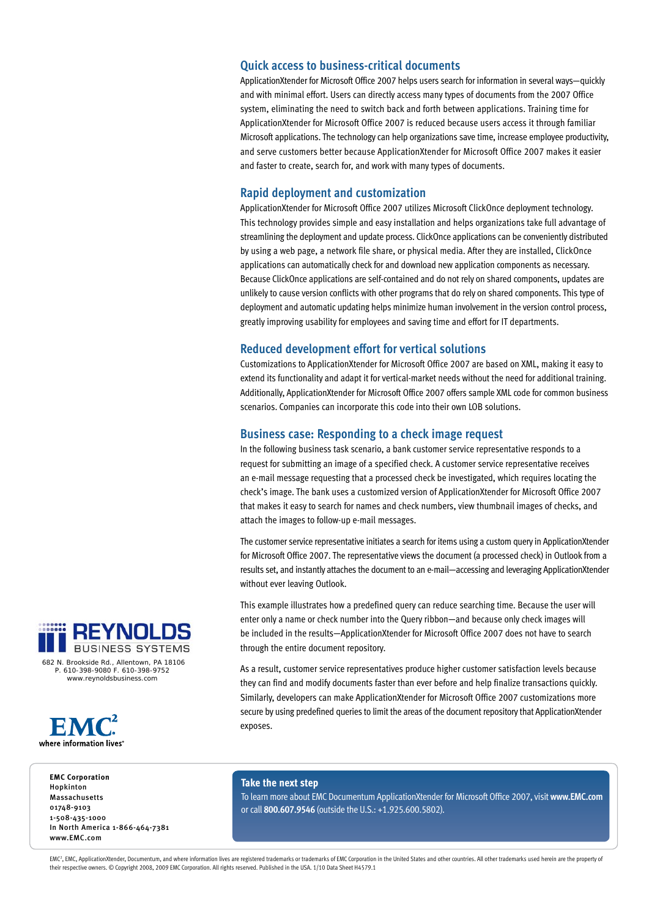## Quick access to business-critical documents

ApplicationXtender for Microsoft Office 2007 helps users search for information in several ways—quickly and with minimal effort. Users can directly access many types of documents from the 2007 Office system, eliminating the need to switch back and forth between applications. Training time for ApplicationXtender for Microsoft Office 2007 is reduced because users access it through familiar Microsoft applications. The technology can help organizations save time, increase employee productivity, and serve customers better because ApplicationXtender for Microsoft Office 2007 makes it easier and faster to create, search for, and work with many types of documents.

## Rapid deployment and customization

ApplicationXtender for Microsoft Office 2007 utilizes Microsoft ClickOnce deployment technology. This technology provides simple and easy installation and helps organizations take full advantage of streamlining the deployment and update process. ClickOnce applications can be conveniently distributed by using a web page, a network file share, or physical media. After they are installed, ClickOnce applications can automatically check for and download new application components as necessary. Because ClickOnce applications are self-contained and do not rely on shared components, updates are unlikely to cause version conflicts with other programs that do rely on shared components. This type of deployment and automatic updating helps minimize human involvement in the version control process, greatly improving usability for employees and saving time and effort for IT departments.

## Reduced development effort for vertical solutions

Customizations to ApplicationXtender for Microsoft Office 2007 are based on XML, making it easy to extend its functionality and adapt it for vertical-market needs without the need for additional training. Additionally, ApplicationXtender for Microsoft Office 2007 offers sample XML code for common business scenarios. Companies can incorporate this code into their own LOB solutions.

## Business case: Responding to a check image request

In the following business task scenario, a bank customer service representative responds to a request for submitting an image of a specified check. A customer service representative receives an e-mail message requesting that a processed check be investigated, which requires locating the check's image. The bank uses a customized version of ApplicationXtender for Microsoft Office 2007 that makes it easy to search for names and check numbers, view thumbnail images of checks, and attach the images to follow-up e-mail messages.

The customer service representative initiates a search for items using a custom query in ApplicationXtender for Microsoft Office 2007. The representative views the document (a processed check) in Outlook from a results set, and instantly attaches the document to an e-mail—accessing and leveraging ApplicationXtender without ever leaving Outlook.

This example illustrates how a predefined query can reduce searching time. Because the user will enter only a name or check number into the Query ribbon—and because only check images will be included in the results—ApplicationXtender for Microsoft Office 2007 does not have to search through the entire document repository.

As a result, customer service representatives produce higher customer satisfaction levels because they can find and modify documents faster than ever before and help finalize transactions quickly. Similarly, developers can make ApplicationXtender for Microsoft Office 2007 customizations more secure by using predefined queries to limit the areas of the document repository that ApplicationXtender exposes.

**REYNOLDS** BUSINESS SYSTEMS
682 N. Brookside Rd., Allentown, PA 18106
P. 610-398-9080 F. 610-398-9752
www.reynoldsbusiness.com

EMC² where information lives®

**EMC Corporation**
Hopkinton
Massachusetts
01748-9103
1-508-435-1000
In North America 1-866-464-7381
www.EMC.com

### Take the next step

To learn more about EMC Documentum ApplicationXtender for Microsoft Office 2007, visit **www.EMC.com** or call **800.607.9546** (outside the U.S.: +1.925.600.5802).

EMC², EMC, ApplicationXtender, Documentum, and where information lives are registered trademarks or trademarks of EMC Corporation in the United States and other countries. All other trademarks used herein are the property of their respective owners. © Copyright 2008, 2009 EMC Corporation. All rights reserved. Published in the USA. 1/10 Data Sheet H4579.1